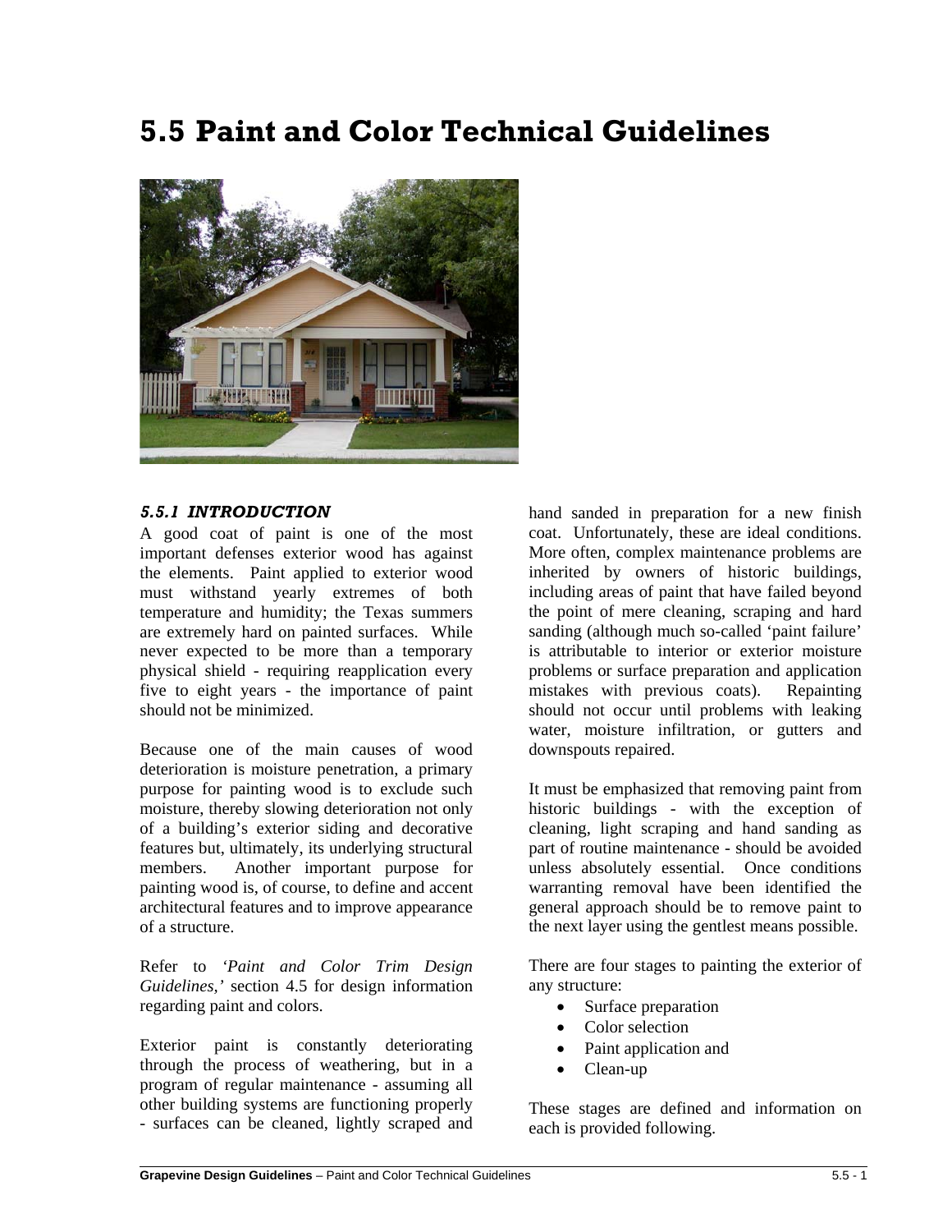# 5.5 Paint and Color Technical Guidelines

### *5.5.1 INTRODUCTION*

A good coat of paint is one of the most important defenses exterior wood has against the elements. Paint applied to exterior wood must withstand yearly extremes of both temperature and humidity; the Texas summers are extremely hard on painted surfaces. While never expected to be more than a temporary physical shield - requiring reapplication every five to eight years - the importance of paint should not be minimized.

Because one of the main causes of wood deterioration is moisture penetration, a primary purpose for painting wood is to exclude such moisture, thereby slowing deterioration not only of a building's exterior siding and decorative features but, ultimately, its underlying structural members. Another important purpose for painting wood is, of course, to define and accent architectural features and to improve appearance of a structure.

Refer to *'Paint and Color Trim Design Guidelines,'* section 4.5 for design information regarding paint and colors.

Exterior paint is constantly deteriorating through the process of weathering, but in a program of regular maintenance - assuming all other building systems are functioning properly - surfaces can be cleaned, lightly scraped and hand sanded in preparation for a new finish coat. Unfortunately, these are ideal conditions. More often, complex maintenance problems are inherited by owners of historic buildings, including areas of paint that have failed beyond the point of mere cleaning, scraping and hard sanding (although much so-called 'paint failure' is attributable to interior or exterior moisture problems or surface preparation and application mistakes with previous coats). Repainting should not occur until problems with leaking water, moisture infiltration, or gutters and downspouts repaired.

It must be emphasized that removing paint from historic buildings - with the exception of cleaning, light scraping and hand sanding as part of routine maintenance - should be avoided unless absolutely essential. Once conditions warranting removal have been identified the general approach should be to remove paint to the next layer using the gentlest means possible.

There are four stages to painting the exterior of any structure:

- Surface preparation
- Color selection
- Paint application and
- Clean-up

These stages are defined and information on each is provided following.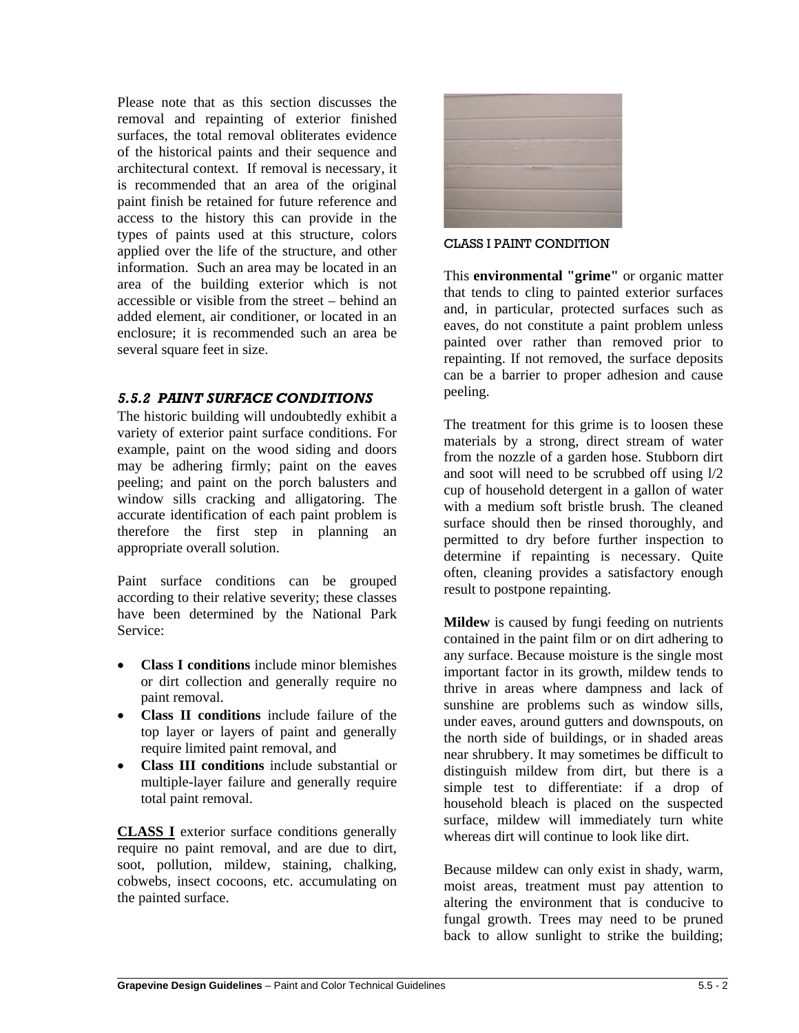Please note that as this section discusses the removal and repainting of exterior finished surfaces, the total removal obliterates evidence of the historical paints and their sequence and architectural context. If removal is necessary, it is recommended that an area of the original paint finish be retained for future reference and access to the history this can provide in the types of paints used at this structure, colors applied over the life of the structure, and other information. Such an area may be located in an area of the building exterior which is not accessible or visible from the street – behind an added element, air conditioner, or located in an enclosure; it is recommended such an area be several square feet in size.

### *5.5.2 PAINT SURFACE CONDITIONS*

The historic building will undoubtedly exhibit a variety of exterior paint surface conditions. For example, paint on the wood siding and doors may be adhering firmly; paint on the eaves peeling; and paint on the porch balusters and window sills cracking and alligatoring. The accurate identification of each paint problem is therefore the first step in planning an appropriate overall solution.

Paint surface conditions can be grouped according to their relative severity; these classes have been determined by the National Park Service:

- **Class I conditions** include minor blemishes or dirt collection and generally require no paint removal.
- **Class II conditions** include failure of the top layer or layers of paint and generally require limited paint removal, and
- **Class III conditions** include substantial or multiple-layer failure and generally require total paint removal.

**CLASS I** exterior surface conditions generally require no paint removal, and are due to dirt, soot, pollution, mildew, staining, chalking, cobwebs, insect cocoons, etc. accumulating on the painted surface.

CLASS I PAINT CONDITION

This **environmental "grime"** or organic matter that tends to cling to painted exterior surfaces and, in particular, protected surfaces such as eaves, do not constitute a paint problem unless painted over rather than removed prior to repainting. If not removed, the surface deposits can be a barrier to proper adhesion and cause peeling.

The treatment for this grime is to loosen these materials by a strong, direct stream of water from the nozzle of a garden hose. Stubborn dirt and soot will need to be scrubbed off using l/2 cup of household detergent in a gallon of water with a medium soft bristle brush. The cleaned surface should then be rinsed thoroughly, and permitted to dry before further inspection to determine if repainting is necessary. Quite often, cleaning provides a satisfactory enough result to postpone repainting.

**Mildew** is caused by fungi feeding on nutrients contained in the paint film or on dirt adhering to any surface. Because moisture is the single most important factor in its growth, mildew tends to thrive in areas where dampness and lack of sunshine are problems such as window sills, under eaves, around gutters and downspouts, on the north side of buildings, or in shaded areas near shrubbery. It may sometimes be difficult to distinguish mildew from dirt, but there is a simple test to differentiate: if a drop of household bleach is placed on the suspected surface, mildew will immediately turn white whereas dirt will continue to look like dirt.

Because mildew can only exist in shady, warm, moist areas, treatment must pay attention to altering the environment that is conducive to fungal growth. Trees may need to be pruned back to allow sunlight to strike the building;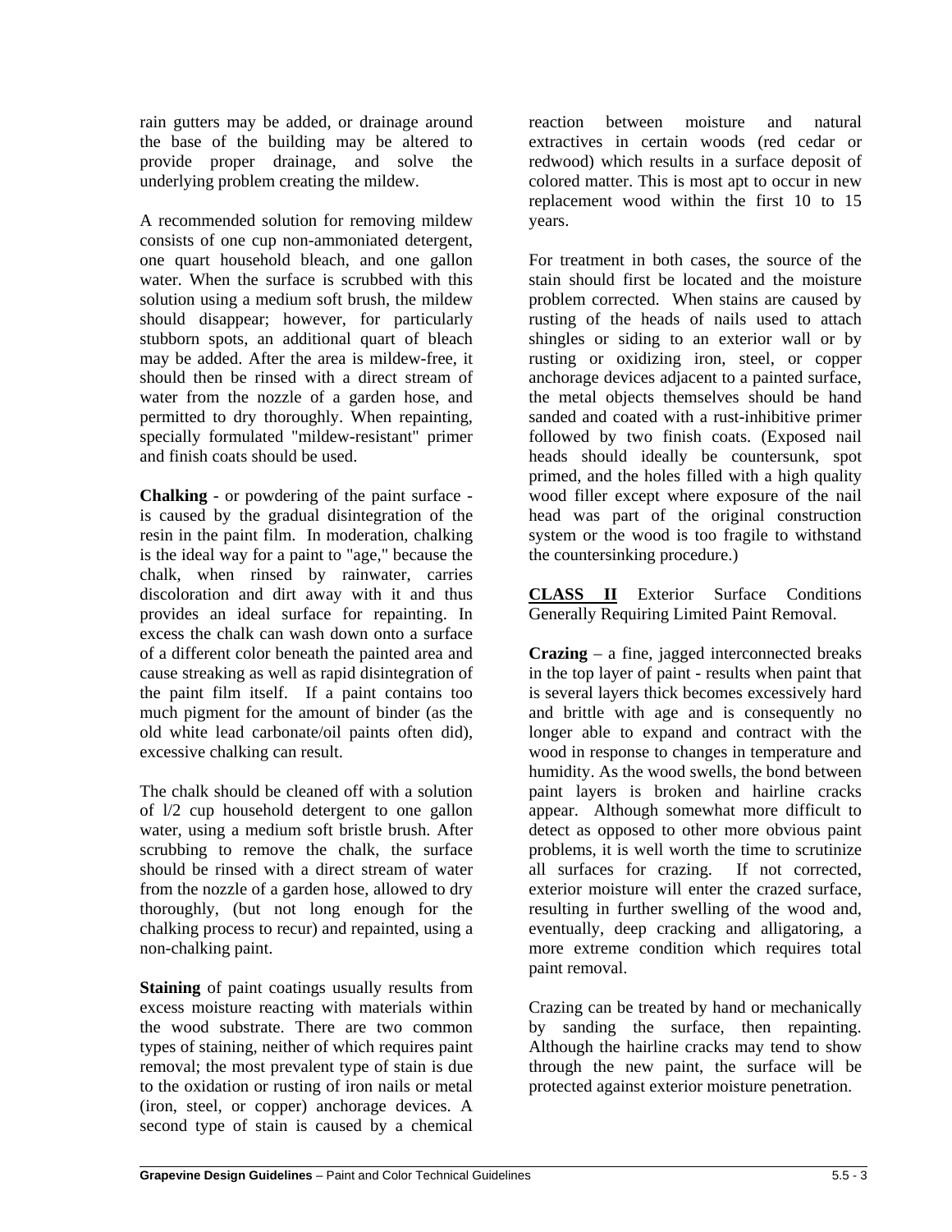rain gutters may be added, or drainage around the base of the building may be altered to provide proper drainage, and solve the underlying problem creating the mildew.

A recommended solution for removing mildew consists of one cup non-ammoniated detergent, one quart household bleach, and one gallon water. When the surface is scrubbed with this solution using a medium soft brush, the mildew should disappear; however, for particularly stubborn spots, an additional quart of bleach may be added. After the area is mildew-free, it should then be rinsed with a direct stream of water from the nozzle of a garden hose, and permitted to dry thoroughly. When repainting, specially formulated "mildew-resistant" primer and finish coats should be used.

**Chalking** - or powdering of the paint surface - is caused by the gradual disintegration of the resin in the paint film. In moderation, chalking is the ideal way for a paint to "age," because the chalk, when rinsed by rainwater, carries discoloration and dirt away with it and thus provides an ideal surface for repainting. In excess the chalk can wash down onto a surface of a different color beneath the painted area and cause streaking as well as rapid disintegration of the paint film itself. If a paint contains too much pigment for the amount of binder (as the old white lead carbonate/oil paints often did), excessive chalking can result.

The chalk should be cleaned off with a solution of l/2 cup household detergent to one gallon water, using a medium soft bristle brush. After scrubbing to remove the chalk, the surface should be rinsed with a direct stream of water from the nozzle of a garden hose, allowed to dry thoroughly, (but not long enough for the chalking process to recur) and repainted, using a non-chalking paint.

**Staining** of paint coatings usually results from excess moisture reacting with materials within the wood substrate. There are two common types of staining, neither of which requires paint removal; the most prevalent type of stain is due to the oxidation or rusting of iron nails or metal (iron, steel, or copper) anchorage devices. A second type of stain is caused by a chemical reaction between moisture and natural extractives in certain woods (red cedar or redwood) which results in a surface deposit of colored matter. This is most apt to occur in new replacement wood within the first 10 to 15 years.

For treatment in both cases, the source of the stain should first be located and the moisture problem corrected. When stains are caused by rusting of the heads of nails used to attach shingles or siding to an exterior wall or by rusting or oxidizing iron, steel, or copper anchorage devices adjacent to a painted surface, the metal objects themselves should be hand sanded and coated with a rust-inhibitive primer followed by two finish coats. (Exposed nail heads should ideally be countersunk, spot primed, and the holes filled with a high quality wood filler except where exposure of the nail head was part of the original construction system or the wood is too fragile to withstand the countersinking procedure.)

**CLASS II** Exterior Surface Conditions Generally Requiring Limited Paint Removal.

**Crazing** – a fine, jagged interconnected breaks in the top layer of paint - results when paint that is several layers thick becomes excessively hard and brittle with age and is consequently no longer able to expand and contract with the wood in response to changes in temperature and humidity. As the wood swells, the bond between paint layers is broken and hairline cracks appear. Although somewhat more difficult to detect as opposed to other more obvious paint problems, it is well worth the time to scrutinize all surfaces for crazing. If not corrected, exterior moisture will enter the crazed surface, resulting in further swelling of the wood and, eventually, deep cracking and alligatoring, a more extreme condition which requires total paint removal.

Crazing can be treated by hand or mechanically by sanding the surface, then repainting. Although the hairline cracks may tend to show through the new paint, the surface will be protected against exterior moisture penetration.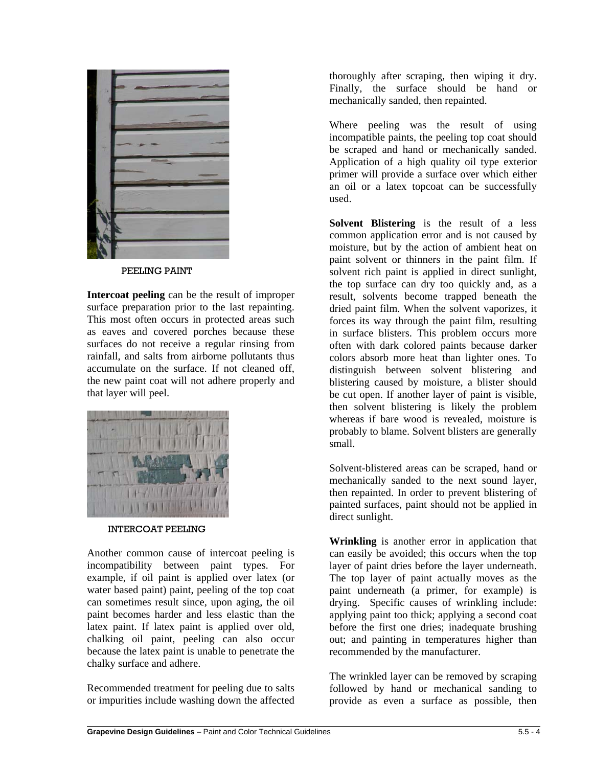PEELING PAINT

**Intercoat peeling** can be the result of improper surface preparation prior to the last repainting. This most often occurs in protected areas such as eaves and covered porches because these surfaces do not receive a regular rinsing from rainfall, and salts from airborne pollutants thus accumulate on the surface. If not cleaned off, the new paint coat will not adhere properly and that layer will peel.

INTERCOAT PEELING

Another common cause of intercoat peeling is incompatibility between paint types. For example, if oil paint is applied over latex (or water based paint) paint, peeling of the top coat can sometimes result since, upon aging, the oil paint becomes harder and less elastic than the latex paint. If latex paint is applied over old, chalking oil paint, peeling can also occur because the latex paint is unable to penetrate the chalky surface and adhere.

Recommended treatment for peeling due to salts or impurities include washing down the affected thoroughly after scraping, then wiping it dry. Finally, the surface should be hand or mechanically sanded, then repainted.

Where peeling was the result of using incompatible paints, the peeling top coat should be scraped and hand or mechanically sanded. Application of a high quality oil type exterior primer will provide a surface over which either an oil or a latex topcoat can be successfully used.

**Solvent Blistering** is the result of a less common application error and is not caused by moisture, but by the action of ambient heat on paint solvent or thinners in the paint film. If solvent rich paint is applied in direct sunlight, the top surface can dry too quickly and, as a result, solvents become trapped beneath the dried paint film. When the solvent vaporizes, it forces its way through the paint film, resulting in surface blisters. This problem occurs more often with dark colored paints because darker colors absorb more heat than lighter ones. To distinguish between solvent blistering and blistering caused by moisture, a blister should be cut open. If another layer of paint is visible, then solvent blistering is likely the problem whereas if bare wood is revealed, moisture is probably to blame. Solvent blisters are generally small.

Solvent-blistered areas can be scraped, hand or mechanically sanded to the next sound layer, then repainted. In order to prevent blistering of painted surfaces, paint should not be applied in direct sunlight.

**Wrinkling** is another error in application that can easily be avoided; this occurs when the top layer of paint dries before the layer underneath. The top layer of paint actually moves as the paint underneath (a primer, for example) is drying. Specific causes of wrinkling include: applying paint too thick; applying a second coat before the first one dries; inadequate brushing out; and painting in temperatures higher than recommended by the manufacturer.

The wrinkled layer can be removed by scraping followed by hand or mechanical sanding to provide as even a surface as possible, then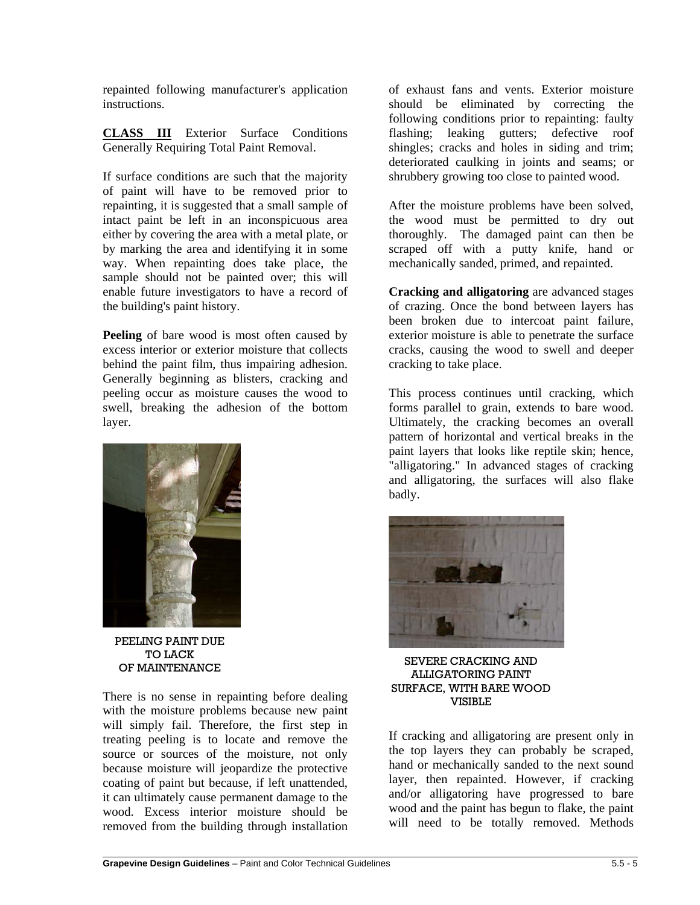repainted following manufacturer's application instructions.

**CLASS III** Exterior Surface Conditions Generally Requiring Total Paint Removal.

If surface conditions are such that the majority of paint will have to be removed prior to repainting, it is suggested that a small sample of intact paint be left in an inconspicuous area either by covering the area with a metal plate, or by marking the area and identifying it in some way. When repainting does take place, the sample should not be painted over; this will enable future investigators to have a record of the building's paint history.

**Peeling** of bare wood is most often caused by excess interior or exterior moisture that collects behind the paint film, thus impairing adhesion. Generally beginning as blisters, cracking and peeling occur as moisture causes the wood to swell, breaking the adhesion of the bottom layer.

PEELING PAINT DUE TO LACK OF MAINTENANCE

There is no sense in repainting before dealing with the moisture problems because new paint will simply fail. Therefore, the first step in treating peeling is to locate and remove the source or sources of the moisture, not only because moisture will jeopardize the protective coating of paint but because, if left unattended, it can ultimately cause permanent damage to the wood. Excess interior moisture should be removed from the building through installation of exhaust fans and vents. Exterior moisture should be eliminated by correcting the following conditions prior to repainting: faulty flashing; leaking gutters; defective roof shingles; cracks and holes in siding and trim; deteriorated caulking in joints and seams; or shrubbery growing too close to painted wood.

After the moisture problems have been solved, the wood must be permitted to dry out thoroughly. The damaged paint can then be scraped off with a putty knife, hand or mechanically sanded, primed, and repainted.

**Cracking and alligatoring** are advanced stages of crazing. Once the bond between layers has been broken due to intercoat paint failure, exterior moisture is able to penetrate the surface cracks, causing the wood to swell and deeper cracking to take place.

This process continues until cracking, which forms parallel to grain, extends to bare wood. Ultimately, the cracking becomes an overall pattern of horizontal and vertical breaks in the paint layers that looks like reptile skin; hence, "alligatoring." In advanced stages of cracking and alligatoring, the surfaces will also flake badly.

SEVERE CRACKING AND ALLIGATORING PAINT SURFACE, WITH BARE WOOD VISIBLE

If cracking and alligatoring are present only in the top layers they can probably be scraped, hand or mechanically sanded to the next sound layer, then repainted. However, if cracking and/or alligatoring have progressed to bare wood and the paint has begun to flake, the paint will need to be totally removed. Methods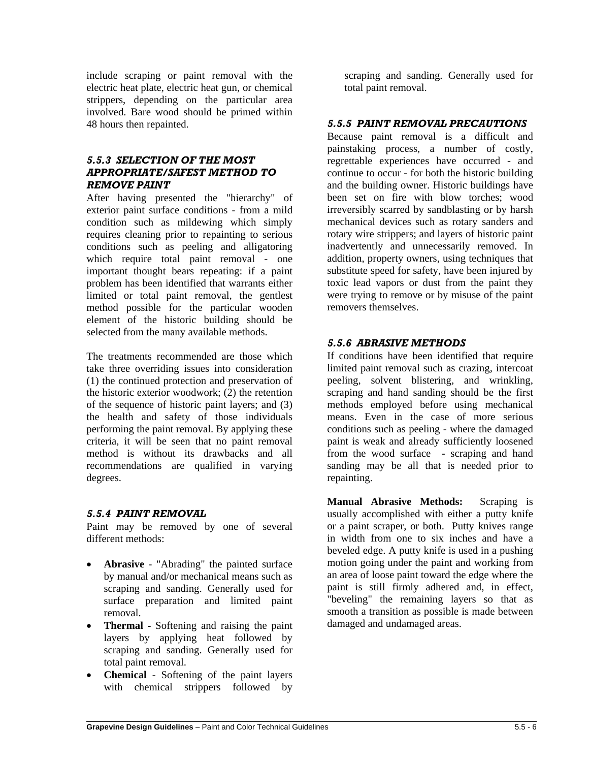include scraping or paint removal with the electric heat plate, electric heat gun, or chemical strippers, depending on the particular area involved. Bare wood should be primed within 48 hours then repainted.

### 5.5.3 SELECTION OF THE MOST APPROPRIATE/SAFEST METHOD TO REMOVE PAINT

After having presented the "hierarchy" of exterior paint surface conditions - from a mild condition such as mildewing which simply requires cleaning prior to repainting to serious conditions such as peeling and alligatoring which require total paint removal - one important thought bears repeating: if a paint problem has been identified that warrants either limited or total paint removal, the gentlest method possible for the particular wooden element of the historic building should be selected from the many available methods.

The treatments recommended are those which take three overriding issues into consideration (1) the continued protection and preservation of the historic exterior woodwork; (2) the retention of the sequence of historic paint layers; and (3) the health and safety of those individuals performing the paint removal. By applying these criteria, it will be seen that no paint removal method is without its drawbacks and all recommendations are qualified in varying degrees.

### 5.5.4 PAINT REMOVAL

Paint may be removed by one of several different methods:

- **Abrasive** - "Abrading" the painted surface by manual and/or mechanical means such as scraping and sanding. Generally used for surface preparation and limited paint removal.
- **Thermal** - Softening and raising the paint layers by applying heat followed by scraping and sanding. Generally used for total paint removal.
- **Chemical** - Softening of the paint layers with chemical strippers followed by scraping and sanding. Generally used for total paint removal.

### 5.5.5 PAINT REMOVAL PRECAUTIONS

Because paint removal is a difficult and painstaking process, a number of costly, regrettable experiences have occurred - and continue to occur - for both the historic building and the building owner. Historic buildings have been set on fire with blow torches; wood irreversibly scarred by sandblasting or by harsh mechanical devices such as rotary sanders and rotary wire strippers; and layers of historic paint inadvertently and unnecessarily removed. In addition, property owners, using techniques that substitute speed for safety, have been injured by toxic lead vapors or dust from the paint they were trying to remove or by misuse of the paint removers themselves.

### 5.5.6 ABRASIVE METHODS

If conditions have been identified that require limited paint removal such as crazing, intercoat peeling, solvent blistering, and wrinkling, scraping and hand sanding should be the first methods employed before using mechanical means. Even in the case of more serious conditions such as peeling - where the damaged paint is weak and already sufficiently loosened from the wood surface - scraping and hand sanding may be all that is needed prior to repainting.

**Manual Abrasive Methods:** Scraping is usually accomplished with either a putty knife or a paint scraper, or both. Putty knives range in width from one to six inches and have a beveled edge. A putty knife is used in a pushing motion going under the paint and working from an area of loose paint toward the edge where the paint is still firmly adhered and, in effect, "beveling" the remaining layers so that as smooth a transition as possible is made between damaged and undamaged areas.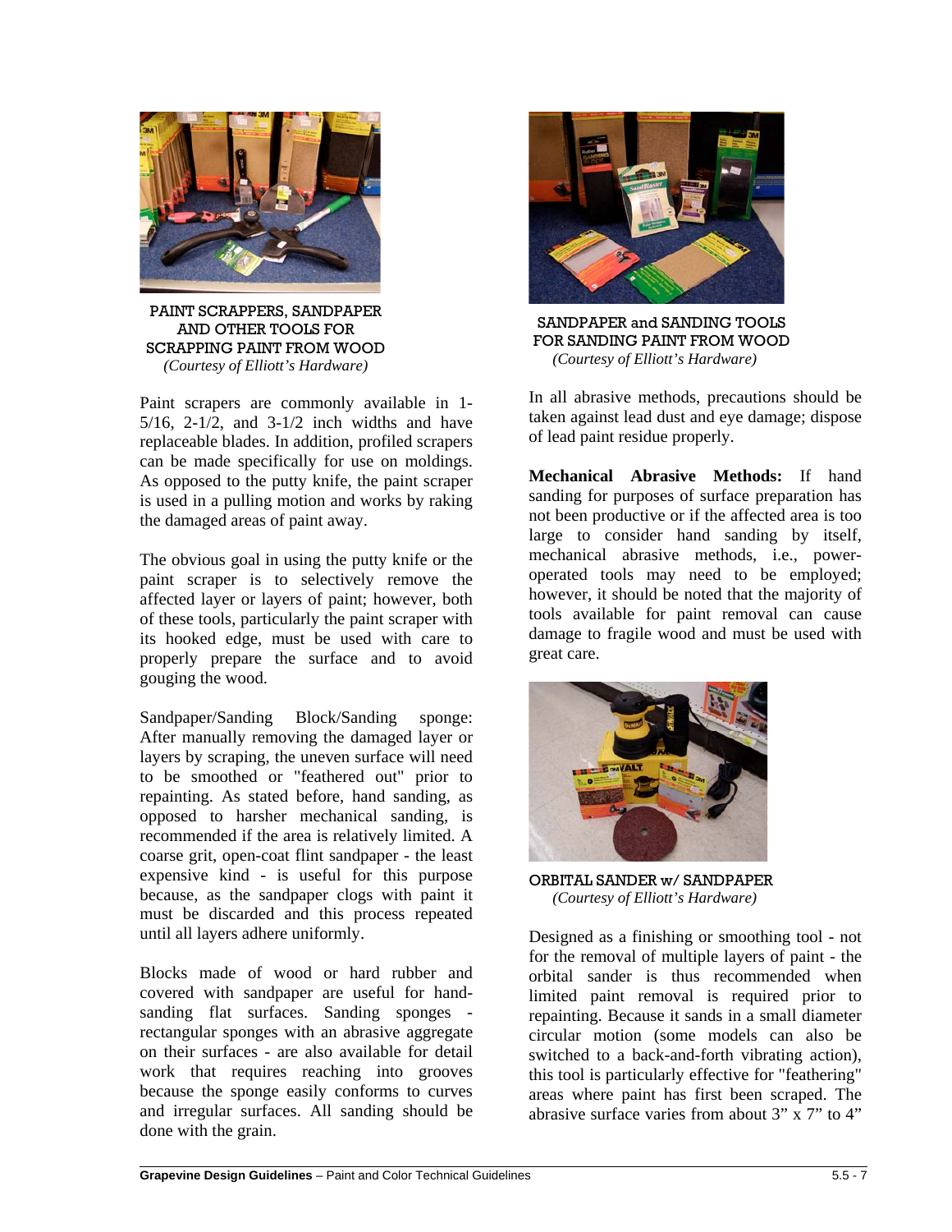PAINT SCRAPPERS, SANDPAPER AND OTHER TOOLS FOR SCRAPPING PAINT FROM WOOD
*(Courtesy of Elliott's Hardware)*

Paint scrapers are commonly available in 1-5/16, 2-1/2, and 3-1/2 inch widths and have replaceable blades. In addition, profiled scrapers can be made specifically for use on moldings. As opposed to the putty knife, the paint scraper is used in a pulling motion and works by raking the damaged areas of paint away.

The obvious goal in using the putty knife or the paint scraper is to selectively remove the affected layer or layers of paint; however, both of these tools, particularly the paint scraper with its hooked edge, must be used with care to properly prepare the surface and to avoid gouging the wood.

Sandpaper/Sanding Block/Sanding sponge: After manually removing the damaged layer or layers by scraping, the uneven surface will need to be smoothed or "feathered out" prior to repainting. As stated before, hand sanding, as opposed to harsher mechanical sanding, is recommended if the area is relatively limited. A coarse grit, open-coat flint sandpaper - the least expensive kind - is useful for this purpose because, as the sandpaper clogs with paint it must be discarded and this process repeated until all layers adhere uniformly.

Blocks made of wood or hard rubber and covered with sandpaper are useful for hand-sanding flat surfaces. Sanding sponges - rectangular sponges with an abrasive aggregate on their surfaces - are also available for detail work that requires reaching into grooves because the sponge easily conforms to curves and irregular surfaces. All sanding should be done with the grain.

SANDPAPER and SANDING TOOLS FOR SANDING PAINT FROM WOOD
*(Courtesy of Elliott's Hardware)*

In all abrasive methods, precautions should be taken against lead dust and eye damage; dispose of lead paint residue properly.

**Mechanical Abrasive Methods:** If hand sanding for purposes of surface preparation has not been productive or if the affected area is too large to consider hand sanding by itself, mechanical abrasive methods, i.e., power-operated tools may need to be employed; however, it should be noted that the majority of tools available for paint removal can cause damage to fragile wood and must be used with great care.

ORBITAL SANDER w/ SANDPAPER
*(Courtesy of Elliott's Hardware)*

Designed as a finishing or smoothing tool - not for the removal of multiple layers of paint - the orbital sander is thus recommended when limited paint removal is required prior to repainting. Because it sands in a small diameter circular motion (some models can also be switched to a back-and-forth vibrating action), this tool is particularly effective for "feathering" areas where paint has first been scraped. The abrasive surface varies from about 3" x 7" to 4"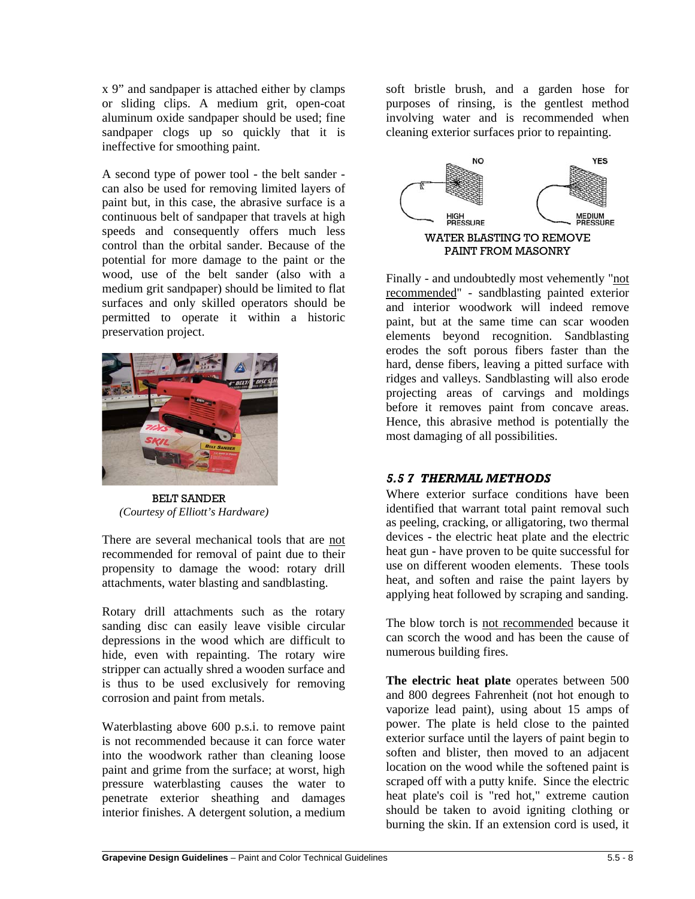x 9" and sandpaper is attached either by clamps or sliding clips. A medium grit, open-coat aluminum oxide sandpaper should be used; fine sandpaper clogs up so quickly that it is ineffective for smoothing paint.

A second type of power tool - the belt sander - can also be used for removing limited layers of paint but, in this case, the abrasive surface is a continuous belt of sandpaper that travels at high speeds and consequently offers much less control than the orbital sander. Because of the potential for more damage to the paint or the wood, use of the belt sander (also with a medium grit sandpaper) should be limited to flat surfaces and only skilled operators should be permitted to operate it within a historic preservation project.

BELT SANDER
*(Courtesy of Elliott's Hardware)*

There are several mechanical tools that are not recommended for removal of paint due to their propensity to damage the wood: rotary drill attachments, water blasting and sandblasting.

Rotary drill attachments such as the rotary sanding disc can easily leave visible circular depressions in the wood which are difficult to hide, even with repainting. The rotary wire stripper can actually shred a wooden surface and is thus to be used exclusively for removing corrosion and paint from metals.

Waterblasting above 600 p.s.i. to remove paint is not recommended because it can force water into the woodwork rather than cleaning loose paint and grime from the surface; at worst, high pressure waterblasting causes the water to penetrate exterior sheathing and damages interior finishes. A detergent solution, a medium soft bristle brush, and a garden hose for purposes of rinsing, is the gentlest method involving water and is recommended when cleaning exterior surfaces prior to repainting.

NO — HIGH PRESSURE YES — MEDIUM PRESSURE

WATER BLASTING TO REMOVE PAINT FROM MASONRY

Finally - and undoubtedly most vehemently "not recommended" - sandblasting painted exterior and interior woodwork will indeed remove paint, but at the same time can scar wooden elements beyond recognition. Sandblasting erodes the soft porous fibers faster than the hard, dense fibers, leaving a pitted surface with ridges and valleys. Sandblasting will also erode projecting areas of carvings and moldings before it removes paint from concave areas. Hence, this abrasive method is potentially the most damaging of all possibilities.

### *5.5 7 THERMAL METHODS*

Where exterior surface conditions have been identified that warrant total paint removal such as peeling, cracking, or alligatoring, two thermal devices - the electric heat plate and the electric heat gun - have proven to be quite successful for use on different wooden elements. These tools heat, and soften and raise the paint layers by applying heat followed by scraping and sanding.

The blow torch is not recommended because it can scorch the wood and has been the cause of numerous building fires.

**The electric heat plate** operates between 500 and 800 degrees Fahrenheit (not hot enough to vaporize lead paint), using about 15 amps of power. The plate is held close to the painted exterior surface until the layers of paint begin to soften and blister, then moved to an adjacent location on the wood while the softened paint is scraped off with a putty knife. Since the electric heat plate's coil is "red hot," extreme caution should be taken to avoid igniting clothing or burning the skin. If an extension cord is used, it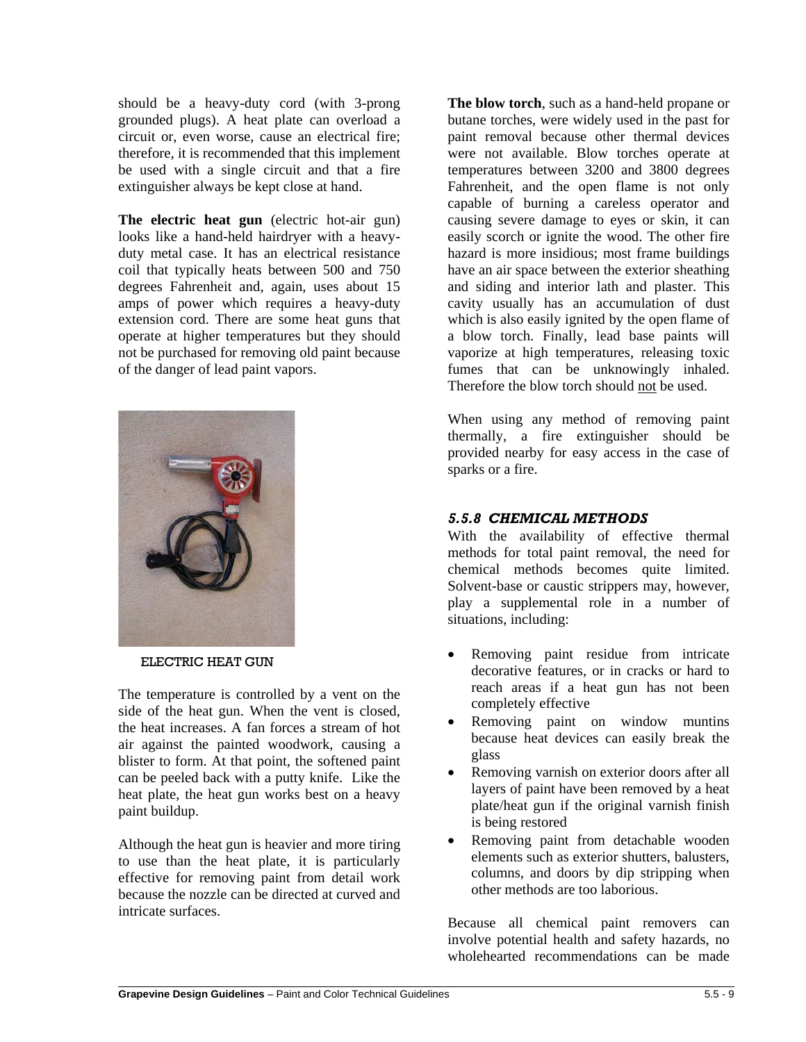should be a heavy-duty cord (with 3-prong grounded plugs). A heat plate can overload a circuit or, even worse, cause an electrical fire; therefore, it is recommended that this implement be used with a single circuit and that a fire extinguisher always be kept close at hand.

**The electric heat gun** (electric hot-air gun) looks like a hand-held hairdryer with a heavy-duty metal case. It has an electrical resistance coil that typically heats between 500 and 750 degrees Fahrenheit and, again, uses about 15 amps of power which requires a heavy-duty extension cord. There are some heat guns that operate at higher temperatures but they should not be purchased for removing old paint because of the danger of lead paint vapors.

ELECTRIC HEAT GUN

The temperature is controlled by a vent on the side of the heat gun. When the vent is closed, the heat increases. A fan forces a stream of hot air against the painted woodwork, causing a blister to form. At that point, the softened paint can be peeled back with a putty knife. Like the heat plate, the heat gun works best on a heavy paint buildup.

Although the heat gun is heavier and more tiring to use than the heat plate, it is particularly effective for removing paint from detail work because the nozzle can be directed at curved and intricate surfaces.

**The blow torch**, such as a hand-held propane or butane torches, were widely used in the past for paint removal because other thermal devices were not available. Blow torches operate at temperatures between 3200 and 3800 degrees Fahrenheit, and the open flame is not only capable of burning a careless operator and causing severe damage to eyes or skin, it can easily scorch or ignite the wood. The other fire hazard is more insidious; most frame buildings have an air space between the exterior sheathing and siding and interior lath and plaster. This cavity usually has an accumulation of dust which is also easily ignited by the open flame of a blow torch. Finally, lead base paints will vaporize at high temperatures, releasing toxic fumes that can be unknowingly inhaled. Therefore the blow torch should not be used.

When using any method of removing paint thermally, a fire extinguisher should be provided nearby for easy access in the case of sparks or a fire.

### *5.5.8 CHEMICAL METHODS*

With the availability of effective thermal methods for total paint removal, the need for chemical methods becomes quite limited. Solvent-base or caustic strippers may, however, play a supplemental role in a number of situations, including:

- Removing paint residue from intricate decorative features, or in cracks or hard to reach areas if a heat gun has not been completely effective
- Removing paint on window muntins because heat devices can easily break the glass
- Removing varnish on exterior doors after all layers of paint have been removed by a heat plate/heat gun if the original varnish finish is being restored
- Removing paint from detachable wooden elements such as exterior shutters, balusters, columns, and doors by dip stripping when other methods are too laborious.

Because all chemical paint removers can involve potential health and safety hazards, no wholehearted recommendations can be made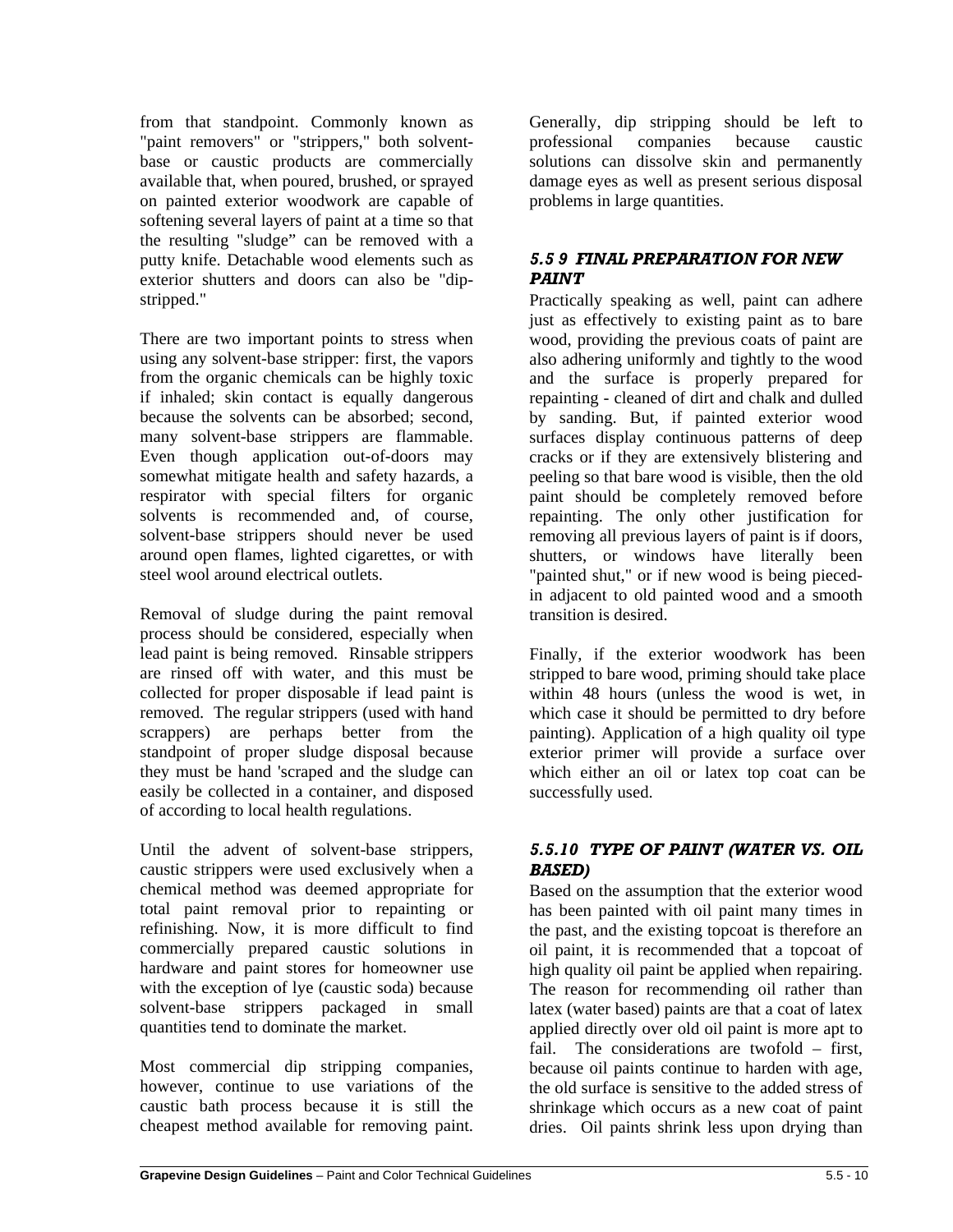from that standpoint. Commonly known as "paint removers" or "strippers," both solvent-base or caustic products are commercially available that, when poured, brushed, or sprayed on painted exterior woodwork are capable of softening several layers of paint at a time so that the resulting "sludge" can be removed with a putty knife. Detachable wood elements such as exterior shutters and doors can also be "dip-stripped."

There are two important points to stress when using any solvent-base stripper: first, the vapors from the organic chemicals can be highly toxic if inhaled; skin contact is equally dangerous because the solvents can be absorbed; second, many solvent-base strippers are flammable. Even though application out-of-doors may somewhat mitigate health and safety hazards, a respirator with special filters for organic solvents is recommended and, of course, solvent-base strippers should never be used around open flames, lighted cigarettes, or with steel wool around electrical outlets.

Removal of sludge during the paint removal process should be considered, especially when lead paint is being removed. Rinsable strippers are rinsed off with water, and this must be collected for proper disposable if lead paint is removed. The regular strippers (used with hand scrappers) are perhaps better from the standpoint of proper sludge disposal because they must be hand 'scraped and the sludge can easily be collected in a container, and disposed of according to local health regulations.

Until the advent of solvent-base strippers, caustic strippers were used exclusively when a chemical method was deemed appropriate for total paint removal prior to repainting or refinishing. Now, it is more difficult to find commercially prepared caustic solutions in hardware and paint stores for homeowner use with the exception of lye (caustic soda) because solvent-base strippers packaged in small quantities tend to dominate the market.

Most commercial dip stripping companies, however, continue to use variations of the caustic bath process because it is still the cheapest method available for removing paint. Generally, dip stripping should be left to professional companies because caustic solutions can dissolve skin and permanently damage eyes as well as present serious disposal problems in large quantities.

### *5.5 9 FINAL PREPARATION FOR NEW PAINT*

Practically speaking as well, paint can adhere just as effectively to existing paint as to bare wood, providing the previous coats of paint are also adhering uniformly and tightly to the wood and the surface is properly prepared for repainting - cleaned of dirt and chalk and dulled by sanding. But, if painted exterior wood surfaces display continuous patterns of deep cracks or if they are extensively blistering and peeling so that bare wood is visible, then the old paint should be completely removed before repainting. The only other justification for removing all previous layers of paint is if doors, shutters, or windows have literally been "painted shut," or if new wood is being pieced-in adjacent to old painted wood and a smooth transition is desired.

Finally, if the exterior woodwork has been stripped to bare wood, priming should take place within 48 hours (unless the wood is wet, in which case it should be permitted to dry before painting). Application of a high quality oil type exterior primer will provide a surface over which either an oil or latex top coat can be successfully used.

### *5.5.10 TYPE OF PAINT (WATER VS. OIL BASED)*

Based on the assumption that the exterior wood has been painted with oil paint many times in the past, and the existing topcoat is therefore an oil paint, it is recommended that a topcoat of high quality oil paint be applied when repairing. The reason for recommending oil rather than latex (water based) paints are that a coat of latex applied directly over old oil paint is more apt to fail. The considerations are twofold – first, because oil paints continue to harden with age, the old surface is sensitive to the added stress of shrinkage which occurs as a new coat of paint dries. Oil paints shrink less upon drying than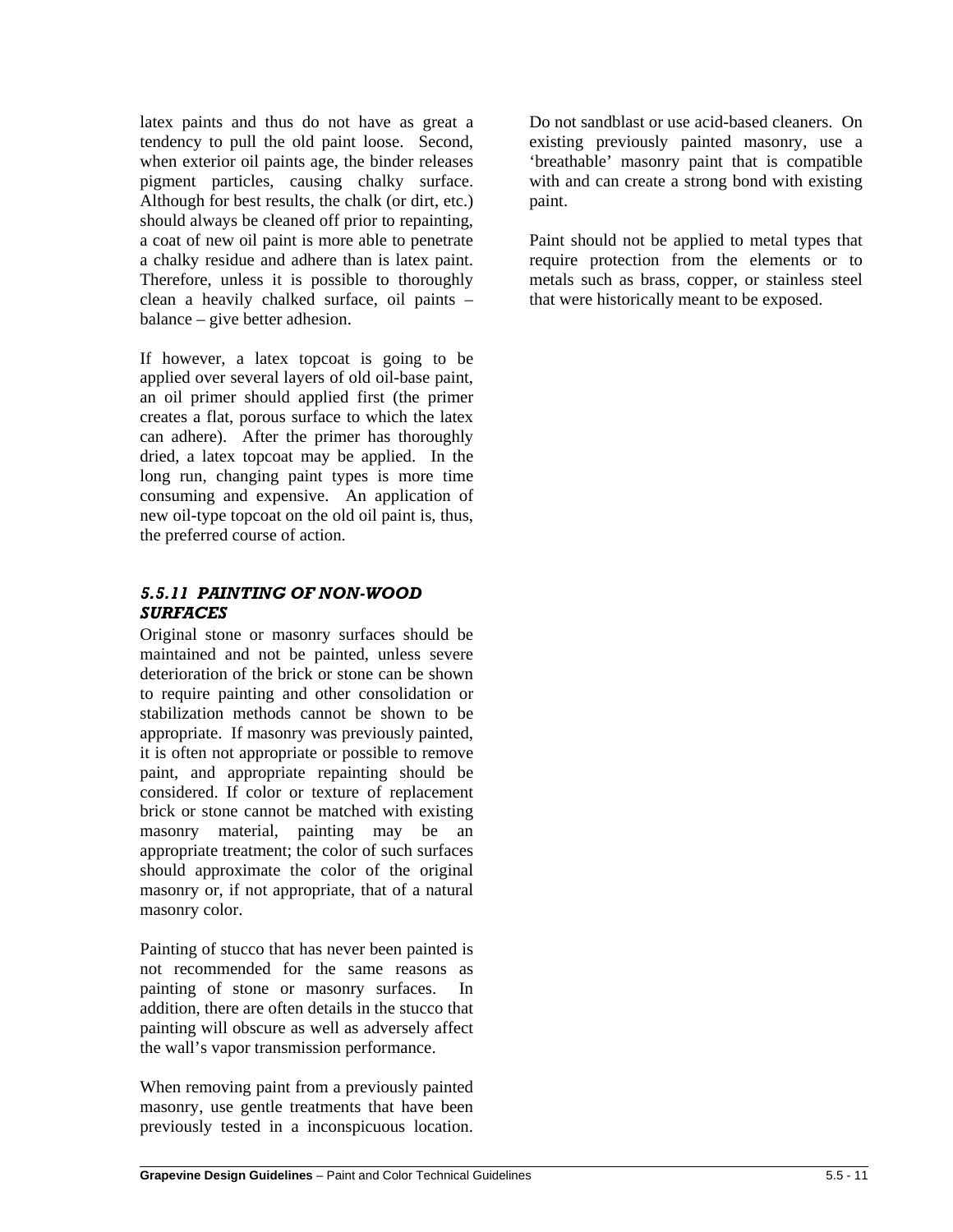latex paints and thus do not have as great a tendency to pull the old paint loose. Second, when exterior oil paints age, the binder releases pigment particles, causing chalky surface. Although for best results, the chalk (or dirt, etc.) should always be cleaned off prior to repainting, a coat of new oil paint is more able to penetrate a chalky residue and adhere than is latex paint. Therefore, unless it is possible to thoroughly clean a heavily chalked surface, oil paints – balance – give better adhesion.

If however, a latex topcoat is going to be applied over several layers of old oil-base paint, an oil primer should applied first (the primer creates a flat, porous surface to which the latex can adhere). After the primer has thoroughly dried, a latex topcoat may be applied. In the long run, changing paint types is more time consuming and expensive. An application of new oil-type topcoat on the old oil paint is, thus, the preferred course of action.

### *5.5.11 PAINTING OF NON-WOOD SURFACES*

Original stone or masonry surfaces should be maintained and not be painted, unless severe deterioration of the brick or stone can be shown to require painting and other consolidation or stabilization methods cannot be shown to be appropriate. If masonry was previously painted, it is often not appropriate or possible to remove paint, and appropriate repainting should be considered. If color or texture of replacement brick or stone cannot be matched with existing masonry material, painting may be an appropriate treatment; the color of such surfaces should approximate the color of the original masonry or, if not appropriate, that of a natural masonry color.

Painting of stucco that has never been painted is not recommended for the same reasons as painting of stone or masonry surfaces. In addition, there are often details in the stucco that painting will obscure as well as adversely affect the wall's vapor transmission performance.

When removing paint from a previously painted masonry, use gentle treatments that have been previously tested in a inconspicuous location. Do not sandblast or use acid-based cleaners. On existing previously painted masonry, use a 'breathable' masonry paint that is compatible with and can create a strong bond with existing paint.

Paint should not be applied to metal types that require protection from the elements or to metals such as brass, copper, or stainless steel that were historically meant to be exposed.